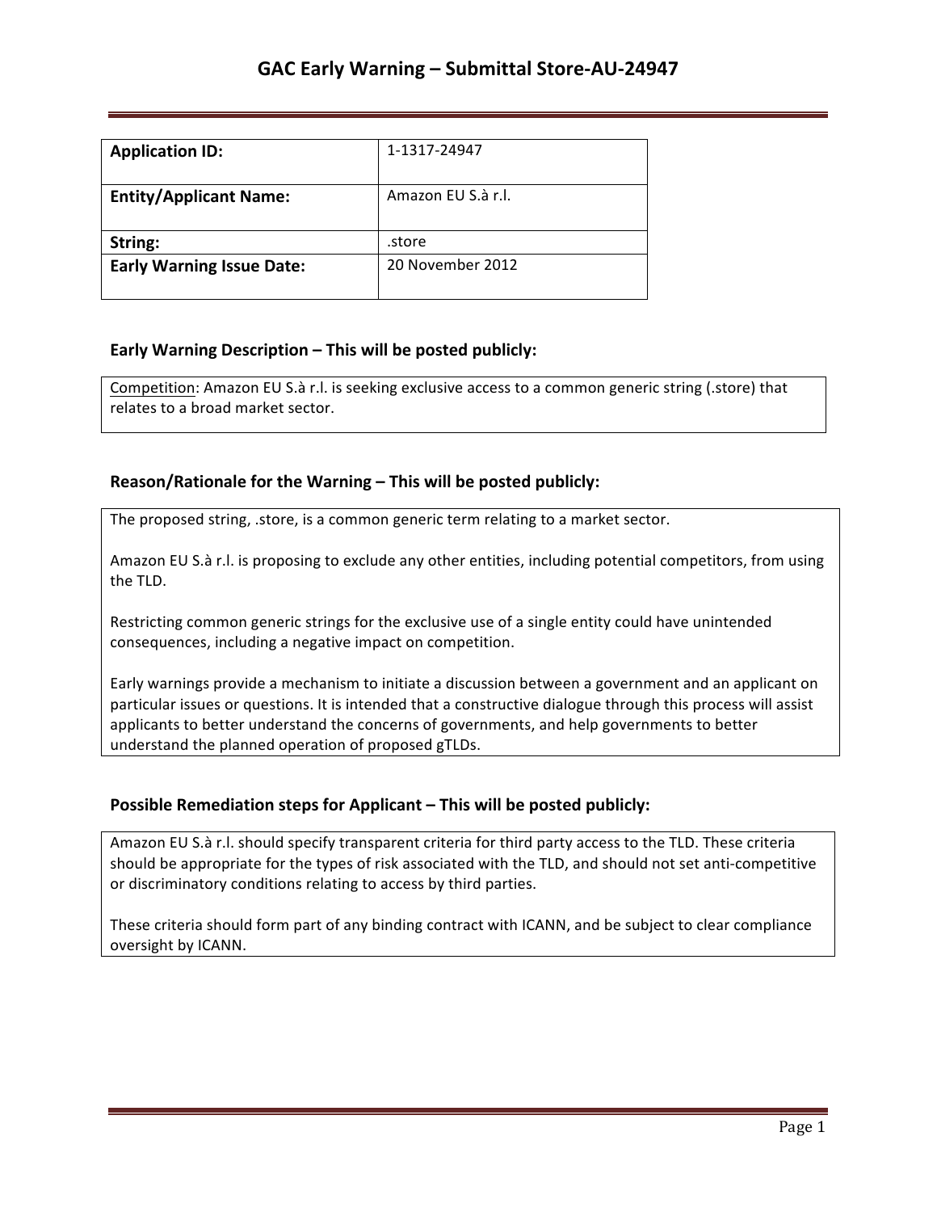# GAC Early Warning – Submittal Store-AU-24947

| **Application ID:** | 1-1317-24947 |
|---|---|
| **Entity/Applicant Name:** | Amazon EU S.à r.l. |
| **String:** | .store |
| **Early Warning Issue Date:** | 20 November 2012 |

### Early Warning Description – This will be posted publicly:

Competition: Amazon EU S.à r.l. is seeking exclusive access to a common generic string (.store) that relates to a broad market sector.

### Reason/Rationale for the Warning – This will be posted publicly:

The proposed string, .store, is a common generic term relating to a market sector.

Amazon EU S.à r.l. is proposing to exclude any other entities, including potential competitors, from using the TLD.

Restricting common generic strings for the exclusive use of a single entity could have unintended consequences, including a negative impact on competition.

Early warnings provide a mechanism to initiate a discussion between a government and an applicant on particular issues or questions. It is intended that a constructive dialogue through this process will assist applicants to better understand the concerns of governments, and help governments to better understand the planned operation of proposed gTLDs.

### Possible Remediation steps for Applicant – This will be posted publicly:

Amazon EU S.à r.l. should specify transparent criteria for third party access to the TLD. These criteria should be appropriate for the types of risk associated with the TLD, and should not set anti-competitive or discriminatory conditions relating to access by third parties.

These criteria should form part of any binding contract with ICANN, and be subject to clear compliance oversight by ICANN.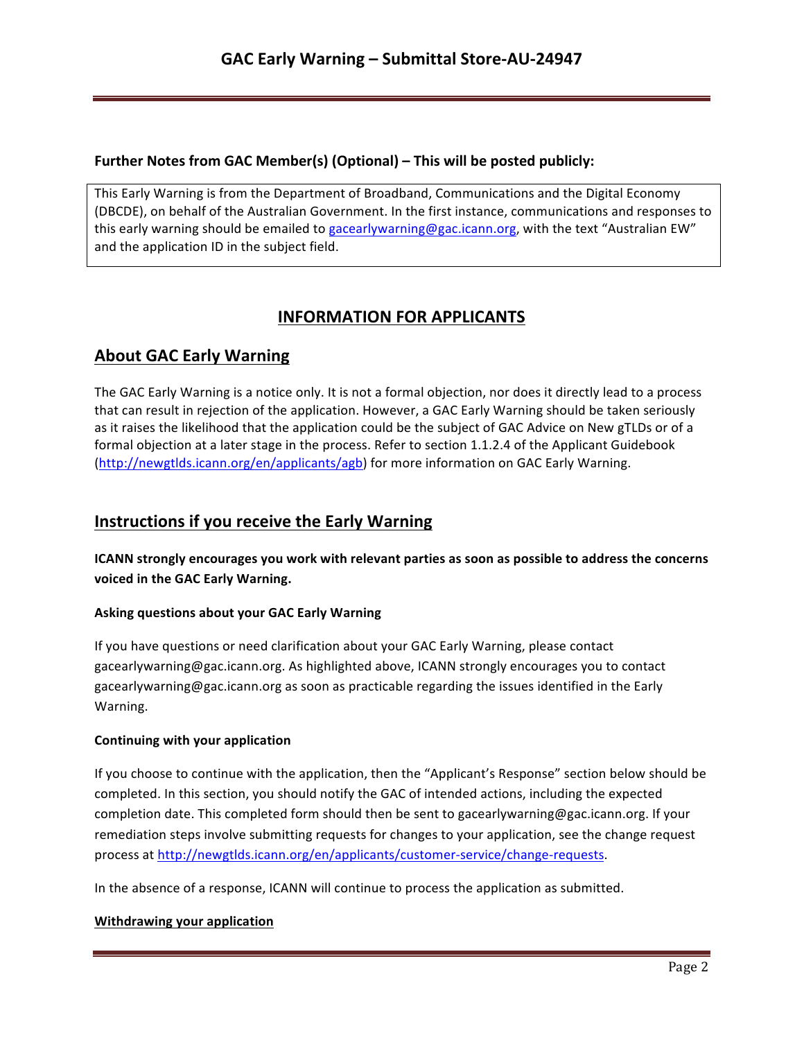**Further Notes from GAC Member(s) (Optional) – This will be posted publicly:**

This Early Warning is from the Department of Broadband, Communications and the Digital Economy (DBCDE), on behalf of the Australian Government. In the first instance, communications and responses to this early warning should be emailed to gacearlywarning@gac.icann.org, with the text "Australian EW" and the application ID in the subject field.

# INFORMATION FOR APPLICANTS

## About GAC Early Warning

The GAC Early Warning is a notice only. It is not a formal objection, nor does it directly lead to a process that can result in rejection of the application. However, a GAC Early Warning should be taken seriously as it raises the likelihood that the application could be the subject of GAC Advice on New gTLDs or of a formal objection at a later stage in the process. Refer to section 1.1.2.4 of the Applicant Guidebook (http://newgtlds.icann.org/en/applicants/agb) for more information on GAC Early Warning.

## Instructions if you receive the Early Warning

**ICANN strongly encourages you work with relevant parties as soon as possible to address the concerns voiced in the GAC Early Warning.**

**Asking questions about your GAC Early Warning**

If you have questions or need clarification about your GAC Early Warning, please contact gacearlywarning@gac.icann.org. As highlighted above, ICANN strongly encourages you to contact gacearlywarning@gac.icann.org as soon as practicable regarding the issues identified in the Early Warning.

**Continuing with your application**

If you choose to continue with the application, then the "Applicant's Response" section below should be completed. In this section, you should notify the GAC of intended actions, including the expected completion date. This completed form should then be sent to gacearlywarning@gac.icann.org. If your remediation steps involve submitting requests for changes to your application, see the change request process at http://newgtlds.icann.org/en/applicants/customer-service/change-requests.

In the absence of a response, ICANN will continue to process the application as submitted.

**Withdrawing your application**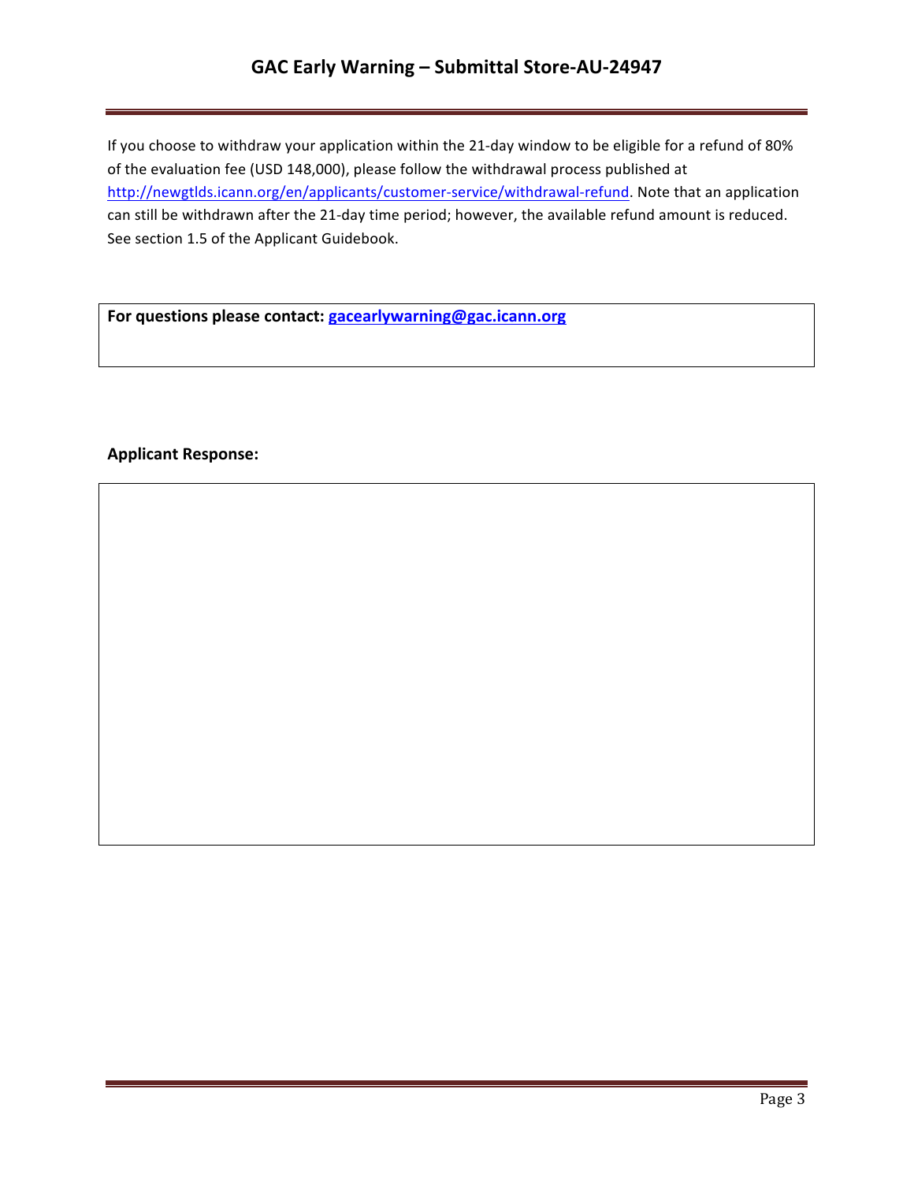If you choose to withdraw your application within the 21-day window to be eligible for a refund of 80% of the evaluation fee (USD 148,000), please follow the withdrawal process published at http://newgtlds.icann.org/en/applicants/customer-service/withdrawal-refund. Note that an application can still be withdrawn after the 21-day time period; however, the available refund amount is reduced. See section 1.5 of the Applicant Guidebook.

**For questions please contact: gacearlywarning@gac.icann.org**

**Applicant Response:**